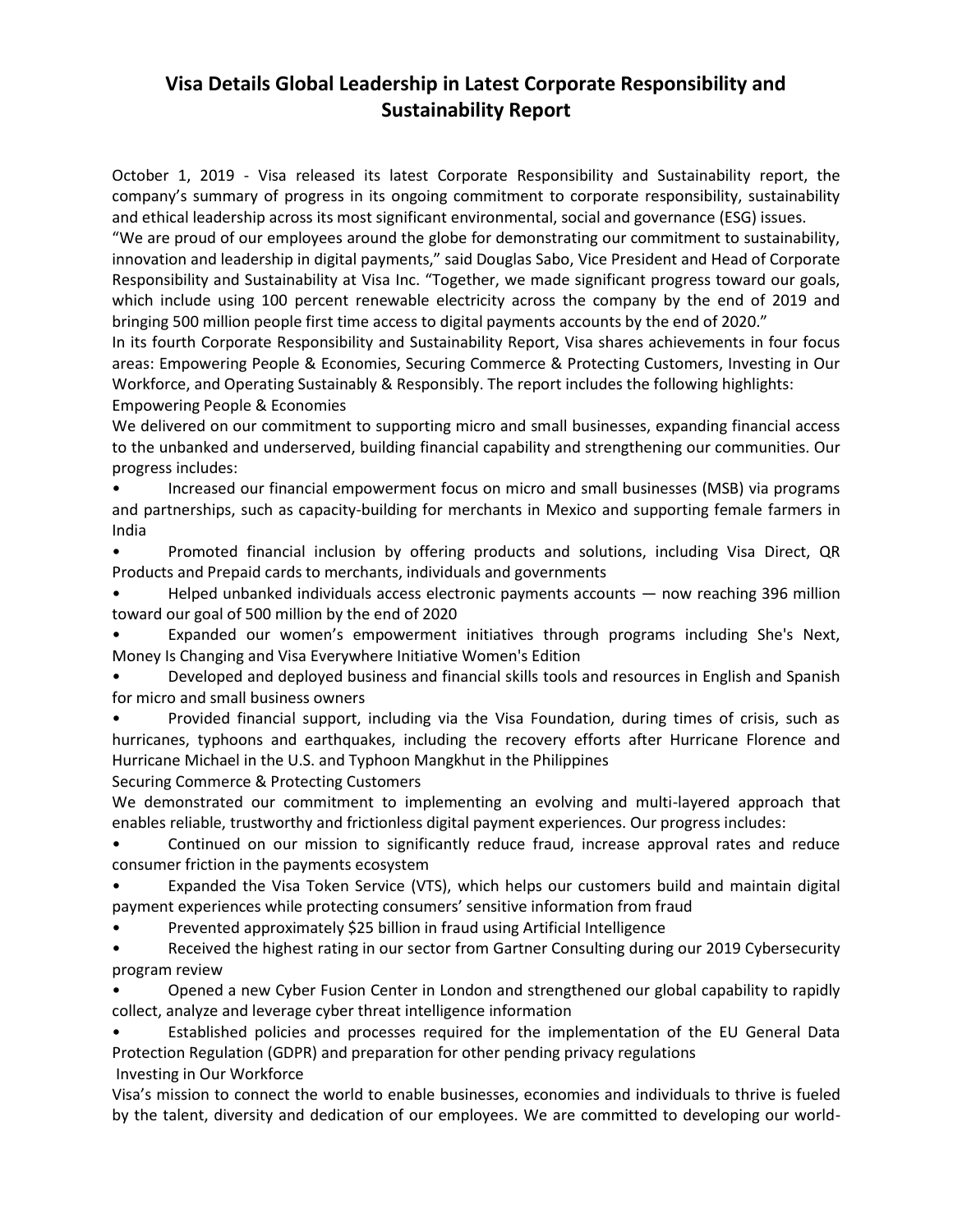# Visa Details Global Leadership in Latest Corporate Responsibility and Sustainability Report

October 1, 2019 - Visa released its latest Corporate Responsibility and Sustainability report, the company's summary of progress in its ongoing commitment to corporate responsibility, sustainability and ethical leadership across its most significant environmental, social and governance (ESG) issues.

"We are proud of our employees around the globe for demonstrating our commitment to sustainability, innovation and leadership in digital payments," said Douglas Sabo, Vice President and Head of Corporate Responsibility and Sustainability at Visa Inc. "Together, we made significant progress toward our goals, which include using 100 percent renewable electricity across the company by the end of 2019 and bringing 500 million people first time access to digital payments accounts by the end of 2020."

In its fourth Corporate Responsibility and Sustainability Report, Visa shares achievements in four focus areas: Empowering People & Economies, Securing Commerce & Protecting Customers, Investing in Our Workforce, and Operating Sustainably & Responsibly. The report includes the following highlights:

Empowering People & Economies

We delivered on our commitment to supporting micro and small businesses, expanding financial access to the unbanked and underserved, building financial capability and strengthening our communities. Our progress includes:

- Increased our financial empowerment focus on micro and small businesses (MSB) via programs and partnerships, such as capacity-building for merchants in Mexico and supporting female farmers in India
- Promoted financial inclusion by offering products and solutions, including Visa Direct, QR Products and Prepaid cards to merchants, individuals and governments
- Helped unbanked individuals access electronic payments accounts — now reaching 396 million toward our goal of 500 million by the end of 2020
- Expanded our women's empowerment initiatives through programs including She's Next, Money Is Changing and Visa Everywhere Initiative Women's Edition
- Developed and deployed business and financial skills tools and resources in English and Spanish for micro and small business owners
- Provided financial support, including via the Visa Foundation, during times of crisis, such as hurricanes, typhoons and earthquakes, including the recovery efforts after Hurricane Florence and Hurricane Michael in the U.S. and Typhoon Mangkhut in the Philippines

Securing Commerce & Protecting Customers

We demonstrated our commitment to implementing an evolving and multi-layered approach that enables reliable, trustworthy and frictionless digital payment experiences. Our progress includes:

- Continued on our mission to significantly reduce fraud, increase approval rates and reduce consumer friction in the payments ecosystem
- Expanded the Visa Token Service (VTS), which helps our customers build and maintain digital payment experiences while protecting consumers' sensitive information from fraud
- Prevented approximately $25 billion in fraud using Artificial Intelligence
- Received the highest rating in our sector from Gartner Consulting during our 2019 Cybersecurity program review
- Opened a new Cyber Fusion Center in London and strengthened our global capability to rapidly collect, analyze and leverage cyber threat intelligence information
- Established policies and processes required for the implementation of the EU General Data Protection Regulation (GDPR) and preparation for other pending privacy regulations

Investing in Our Workforce

Visa's mission to connect the world to enable businesses, economies and individuals to thrive is fueled by the talent, diversity and dedication of our employees. We are committed to developing our world-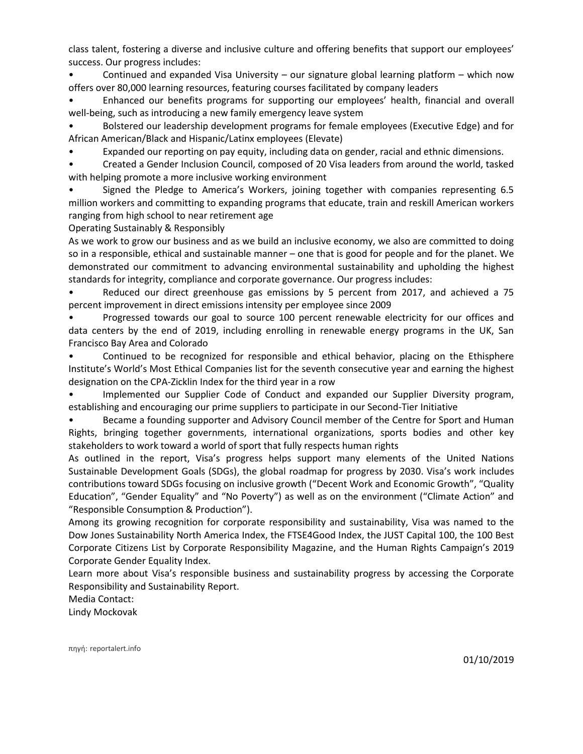class talent, fostering a diverse and inclusive culture and offering benefits that support our employees' success. Our progress includes:

- Continued and expanded Visa University – our signature global learning platform – which now offers over 80,000 learning resources, featuring courses facilitated by company leaders
- Enhanced our benefits programs for supporting our employees' health, financial and overall well-being, such as introducing a new family emergency leave system
- Bolstered our leadership development programs for female employees (Executive Edge) and for African American/Black and Hispanic/Latinx employees (Elevate)
- Expanded our reporting on pay equity, including data on gender, racial and ethnic dimensions.
- Created a Gender Inclusion Council, composed of 20 Visa leaders from around the world, tasked with helping promote a more inclusive working environment
- Signed the Pledge to America's Workers, joining together with companies representing 6.5 million workers and committing to expanding programs that educate, train and reskill American workers ranging from high school to near retirement age

Operating Sustainably & Responsibly

As we work to grow our business and as we build an inclusive economy, we also are committed to doing so in a responsible, ethical and sustainable manner – one that is good for people and for the planet. We demonstrated our commitment to advancing environmental sustainability and upholding the highest standards for integrity, compliance and corporate governance. Our progress includes:

- Reduced our direct greenhouse gas emissions by 5 percent from 2017, and achieved a 75 percent improvement in direct emissions intensity per employee since 2009
- Progressed towards our goal to source 100 percent renewable electricity for our offices and data centers by the end of 2019, including enrolling in renewable energy programs in the UK, San Francisco Bay Area and Colorado
- Continued to be recognized for responsible and ethical behavior, placing on the Ethisphere Institute's World's Most Ethical Companies list for the seventh consecutive year and earning the highest designation on the CPA-Zicklin Index for the third year in a row
- Implemented our Supplier Code of Conduct and expanded our Supplier Diversity program, establishing and encouraging our prime suppliers to participate in our Second-Tier Initiative
- Became a founding supporter and Advisory Council member of the Centre for Sport and Human Rights, bringing together governments, international organizations, sports bodies and other key stakeholders to work toward a world of sport that fully respects human rights

As outlined in the report, Visa's progress helps support many elements of the United Nations Sustainable Development Goals (SDGs), the global roadmap for progress by 2030. Visa's work includes contributions toward SDGs focusing on inclusive growth ("Decent Work and Economic Growth", "Quality Education", "Gender Equality" and "No Poverty") as well as on the environment ("Climate Action" and "Responsible Consumption & Production").

Among its growing recognition for corporate responsibility and sustainability, Visa was named to the Dow Jones Sustainability North America Index, the FTSE4Good Index, the JUST Capital 100, the 100 Best Corporate Citizens List by Corporate Responsibility Magazine, and the Human Rights Campaign's 2019 Corporate Gender Equality Index.

Learn more about Visa's responsible business and sustainability progress by accessing the Corporate Responsibility and Sustainability Report.

Media Contact:
Lindy Mockovak

πηγή: reportalert.info

01/10/2019